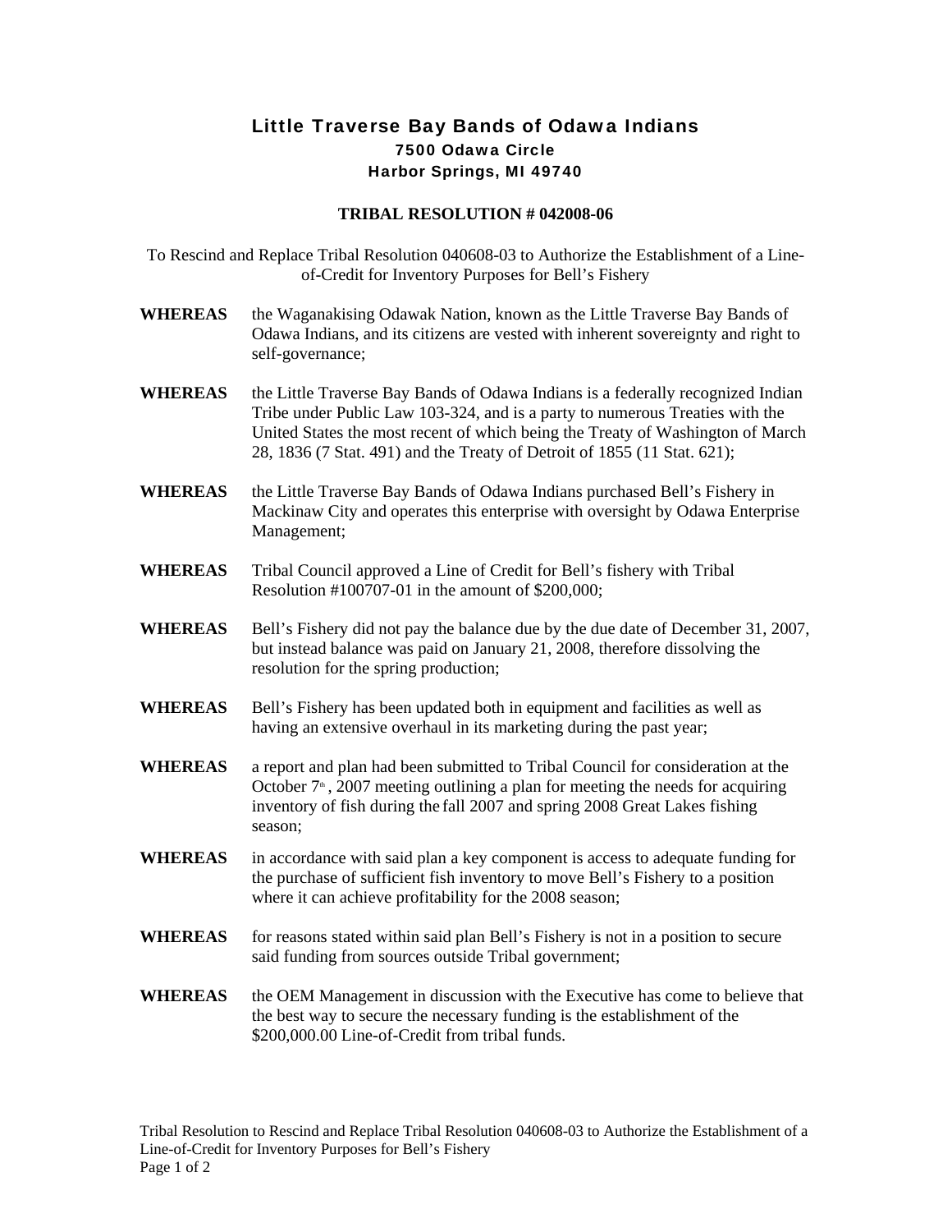# Little Traverse Bay Bands of Odawa Indians

**7500 Odawa Circle**
**Harbor Springs, MI 49740**

**TRIBAL RESOLUTION # 042008-06**

To Rescind and Replace Tribal Resolution 040608-03 to Authorize the Establishment of a Line-of-Credit for Inventory Purposes for Bell's Fishery

**WHEREAS** the Waganakising Odawak Nation, known as the Little Traverse Bay Bands of Odawa Indians, and its citizens are vested with inherent sovereignty and right to self-governance;

**WHEREAS** the Little Traverse Bay Bands of Odawa Indians is a federally recognized Indian Tribe under Public Law 103-324, and is a party to numerous Treaties with the United States the most recent of which being the Treaty of Washington of March 28, 1836 (7 Stat. 491) and the Treaty of Detroit of 1855 (11 Stat. 621);

**WHEREAS** the Little Traverse Bay Bands of Odawa Indians purchased Bell's Fishery in Mackinaw City and operates this enterprise with oversight by Odawa Enterprise Management;

**WHEREAS** Tribal Council approved a Line of Credit for Bell's fishery with Tribal Resolution #100707-01 in the amount of $200,000;

**WHEREAS** Bell's Fishery did not pay the balance due by the due date of December 31, 2007, but instead balance was paid on January 21, 2008, therefore dissolving the resolution for the spring production;

**WHEREAS** Bell's Fishery has been updated both in equipment and facilities as well as having an extensive overhaul in its marketing during the past year;

**WHEREAS** a report and plan had been submitted to Tribal Council for consideration at the October 7th, 2007 meeting outlining a plan for meeting the needs for acquiring inventory of fish during the fall 2007 and spring 2008 Great Lakes fishing season;

**WHEREAS** in accordance with said plan a key component is access to adequate funding for the purchase of sufficient fish inventory to move Bell's Fishery to a position where it can achieve profitability for the 2008 season;

**WHEREAS** for reasons stated within said plan Bell's Fishery is not in a position to secure said funding from sources outside Tribal government;

**WHEREAS** the OEM Management in discussion with the Executive has come to believe that the best way to secure the necessary funding is the establishment of the $200,000.00 Line-of-Credit from tribal funds.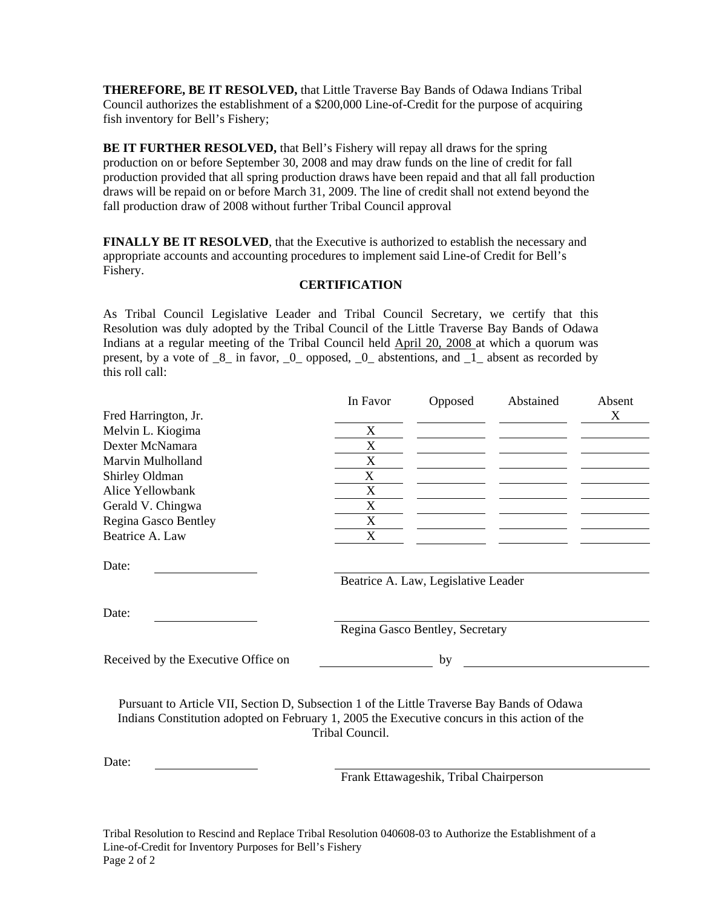**THEREFORE, BE IT RESOLVED,** that Little Traverse Bay Bands of Odawa Indians Tribal Council authorizes the establishment of a $200,000 Line-of-Credit for the purpose of acquiring fish inventory for Bell's Fishery;

**BE IT FURTHER RESOLVED,** that Bell's Fishery will repay all draws for the spring production on or before September 30, 2008 and may draw funds on the line of credit for fall production provided that all spring production draws have been repaid and that all fall production draws will be repaid on or before March 31, 2009. The line of credit shall not extend beyond the fall production draw of 2008 without further Tribal Council approval

**FINALLY BE IT RESOLVED**, that the Executive is authorized to establish the necessary and appropriate accounts and accounting procedures to implement said Line-of Credit for Bell's Fishery.

## CERTIFICATION

As Tribal Council Legislative Leader and Tribal Council Secretary, we certify that this Resolution was duly adopted by the Tribal Council of the Little Traverse Bay Bands of Odawa Indians at a regular meeting of the Tribal Council held April 20, 2008 at which a quorum was present, by a vote of _8_ in favor, _0_ opposed, _0_ abstentions, and _1_ absent as recorded by this roll call:

| | In Favor | Opposed | Abstained | Absent |
|---|---|---|---|---|
| Fred Harrington, Jr. | | | | X |
| Melvin L. Kiogima | X | | | |
| Dexter McNamara | X | | | |
| Marvin Mulholland | X | | | |
| Shirley Oldman | X | | | |
| Alice Yellowbank | X | | | |
| Gerald V. Chingwa | X | | | |
| Regina Gasco Bentley | X | | | |
| Beatrice A. Law | X | | | |

Date: ______________ ______________________________
Beatrice A. Law, Legislative Leader

Date: ______________ ______________________________
Regina Gasco Bentley, Secretary

Received by the Executive Office on ______________ by ______________________

Pursuant to Article VII, Section D, Subsection 1 of the Little Traverse Bay Bands of Odawa Indians Constitution adopted on February 1, 2005 the Executive concurs in this action of the Tribal Council.

Date: ______________ ______________________________
Frank Ettawageshik, Tribal Chairperson